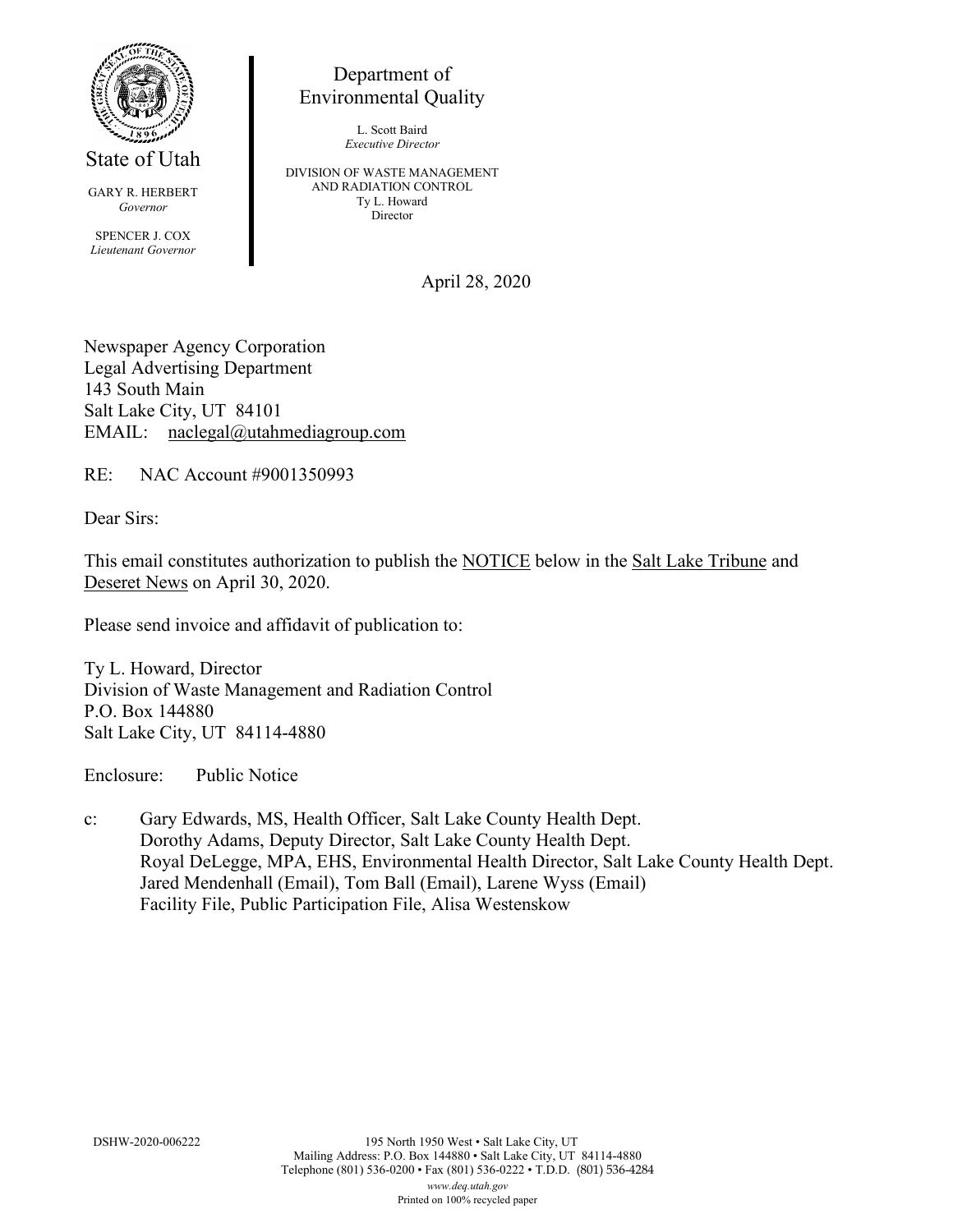State of Utah

GARY R. HERBERT
*Governor*

SPENCER J. COX
*Lieutenant Governor*

Department of
Environmental Quality

L. Scott Baird
*Executive Director*

DIVISION OF WASTE MANAGEMENT
AND RADIATION CONTROL
Ty L. Howard
Director

April 28, 2020

Newspaper Agency Corporation
Legal Advertising Department
143 South Main
Salt Lake City, UT 84101
EMAIL: naclegal@utahmediagroup.com

RE: NAC Account #9001350993

Dear Sirs:

This email constitutes authorization to publish the NOTICE below in the Salt Lake Tribune and Deseret News on April 30, 2020.

Please send invoice and affidavit of publication to:

Ty L. Howard, Director
Division of Waste Management and Radiation Control
P.O. Box 144880
Salt Lake City, UT 84114-4880

Enclosure: Public Notice

c: Gary Edwards, MS, Health Officer, Salt Lake County Health Dept.
Dorothy Adams, Deputy Director, Salt Lake County Health Dept.
Royal DeLegge, MPA, EHS, Environmental Health Director, Salt Lake County Health Dept.
Jared Mendenhall (Email), Tom Ball (Email), Larene Wyss (Email)
Facility File, Public Participation File, Alisa Westenskow

DSHW-2020-006222

195 North 1950 West • Salt Lake City, UT
Mailing Address: P.O. Box 144880 • Salt Lake City, UT 84114-4880
Telephone (801) 536-0200 • Fax (801) 536-0222 • T.D.D. (801) 536-4284
*www.deq.utah.gov*
Printed on 100% recycled paper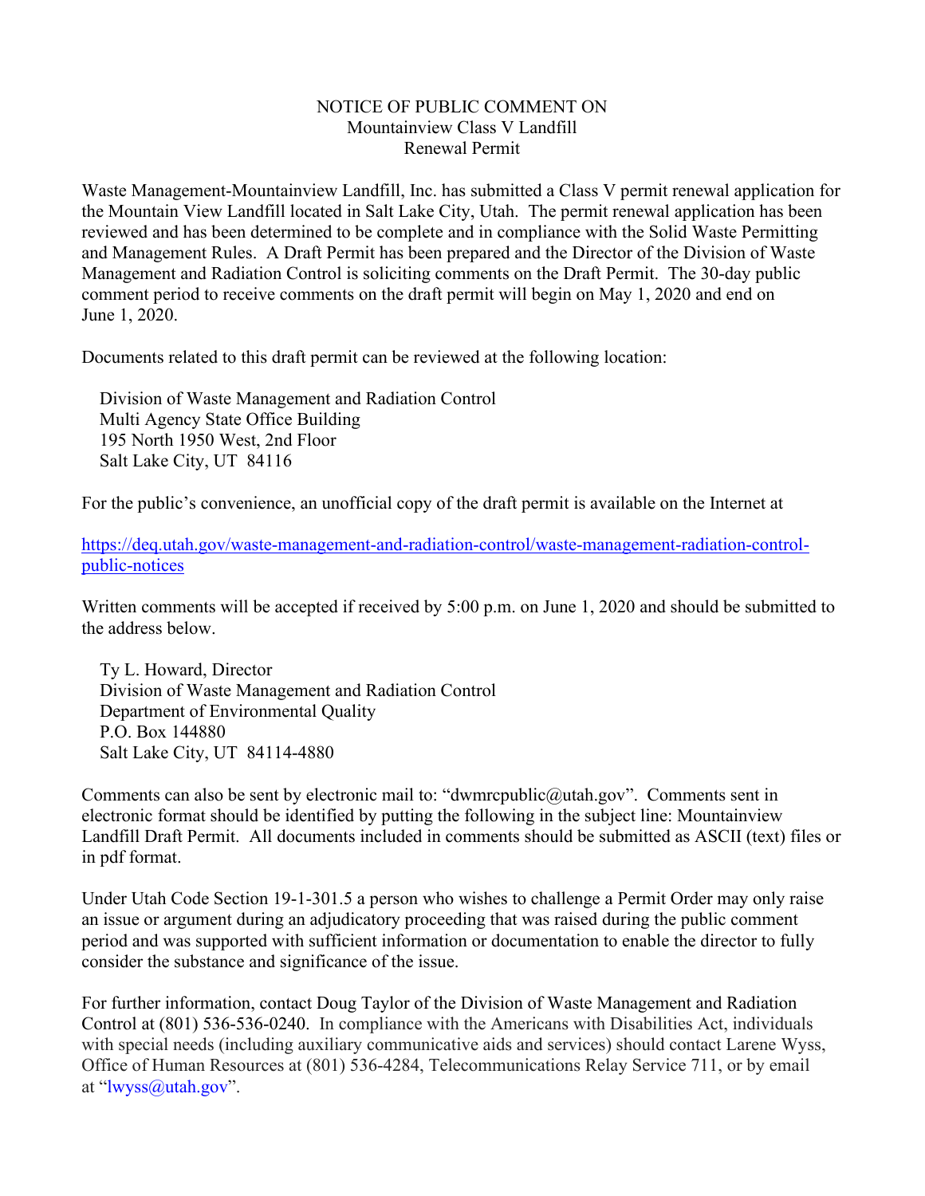NOTICE OF PUBLIC COMMENT ON
Mountainview Class V Landfill
Renewal Permit

Waste Management-Mountainview Landfill, Inc. has submitted a Class V permit renewal application for the Mountain View Landfill located in Salt Lake City, Utah. The permit renewal application has been reviewed and has been determined to be complete and in compliance with the Solid Waste Permitting and Management Rules. A Draft Permit has been prepared and the Director of the Division of Waste Management and Radiation Control is soliciting comments on the Draft Permit. The 30-day public comment period to receive comments on the draft permit will begin on May 1, 2020 and end on June 1, 2020.

Documents related to this draft permit can be reviewed at the following location:

Division of Waste Management and Radiation Control
Multi Agency State Office Building
195 North 1950 West, 2nd Floor
Salt Lake City, UT 84116

For the public's convenience, an unofficial copy of the draft permit is available on the Internet at

https://deq.utah.gov/waste-management-and-radiation-control/waste-management-radiation-control-public-notices

Written comments will be accepted if received by 5:00 p.m. on June 1, 2020 and should be submitted to the address below.

Ty L. Howard, Director
Division of Waste Management and Radiation Control
Department of Environmental Quality
P.O. Box 144880
Salt Lake City, UT 84114-4880

Comments can also be sent by electronic mail to: "dwmrcpublic@utah.gov". Comments sent in electronic format should be identified by putting the following in the subject line: Mountainview Landfill Draft Permit. All documents included in comments should be submitted as ASCII (text) files or in pdf format.

Under Utah Code Section 19-1-301.5 a person who wishes to challenge a Permit Order may only raise an issue or argument during an adjudicatory proceeding that was raised during the public comment period and was supported with sufficient information or documentation to enable the director to fully consider the substance and significance of the issue.

For further information, contact Doug Taylor of the Division of Waste Management and Radiation Control at (801) 536-536-0240. In compliance with the Americans with Disabilities Act, individuals with special needs (including auxiliary communicative aids and services) should contact Larene Wyss, Office of Human Resources at (801) 536-4284, Telecommunications Relay Service 711, or by email at "lwyss@utah.gov".